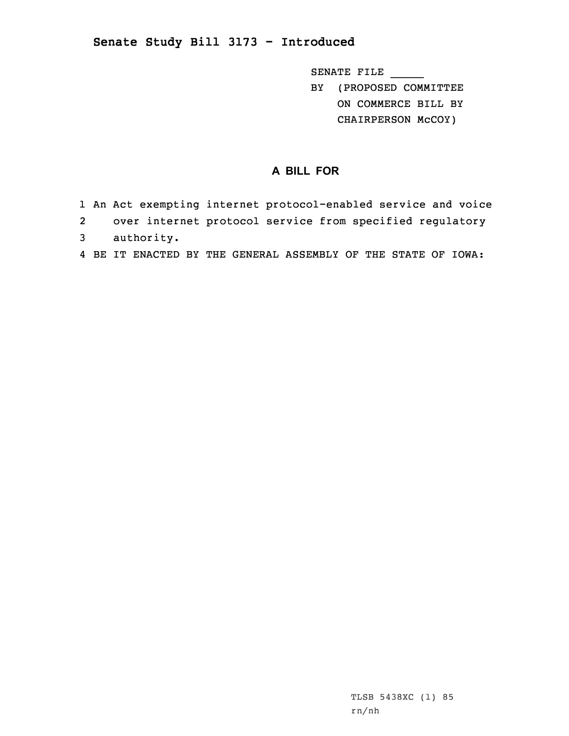# Senate Study Bill 3173 - Introduced

SENATE FILE _____
BY (PROPOSED COMMITTEE ON COMMERCE BILL BY CHAIRPERSON McCOY)

## A BILL FOR

1 An Act exempting internet protocol-enabled service and voice
2 over internet protocol service from specified regulatory
3 authority.
4 BE IT ENACTED BY THE GENERAL ASSEMBLY OF THE STATE OF IOWA:

TLSB 5438XC (1) 85
rn/nh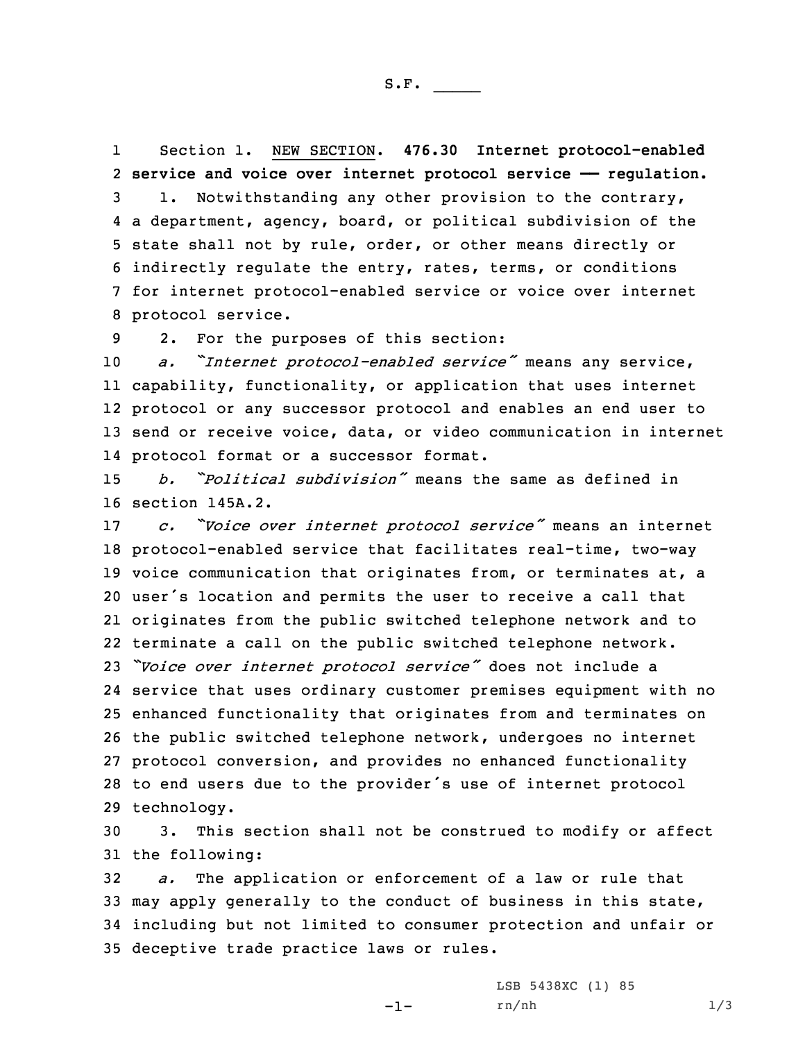S.F. _____

Section 1. NEW SECTION. **476.30 Internet protocol-enabled service and voice over internet protocol service —— regulation.**

1. Notwithstanding any other provision to the contrary, a department, agency, board, or political subdivision of the state shall not by rule, order, or other means directly or indirectly regulate the entry, rates, terms, or conditions for internet protocol-enabled service or voice over internet protocol service.

2. For the purposes of this section:

*a. "Internet protocol-enabled service"* means any service, capability, functionality, or application that uses internet protocol or any successor protocol and enables an end user to send or receive voice, data, or video communication in internet protocol format or a successor format.

*b. "Political subdivision"* means the same as defined in section 145A.2.

*c. "Voice over internet protocol service"* means an internet protocol-enabled service that facilitates real-time, two-way voice communication that originates from, or terminates at, a user's location and permits the user to receive a call that originates from the public switched telephone network and to terminate a call on the public switched telephone network. *"Voice over internet protocol service"* does not include a service that uses ordinary customer premises equipment with no enhanced functionality that originates from and terminates on the public switched telephone network, undergoes no internet protocol conversion, and provides no enhanced functionality to end users due to the provider's use of internet protocol technology.

3. This section shall not be construed to modify or affect the following:

*a.* The application or enforcement of a law or rule that may apply generally to the conduct of business in this state, including but not limited to consumer protection and unfair or deceptive trade practice laws or rules.

LSB 5438XC (1) 85
rn/nh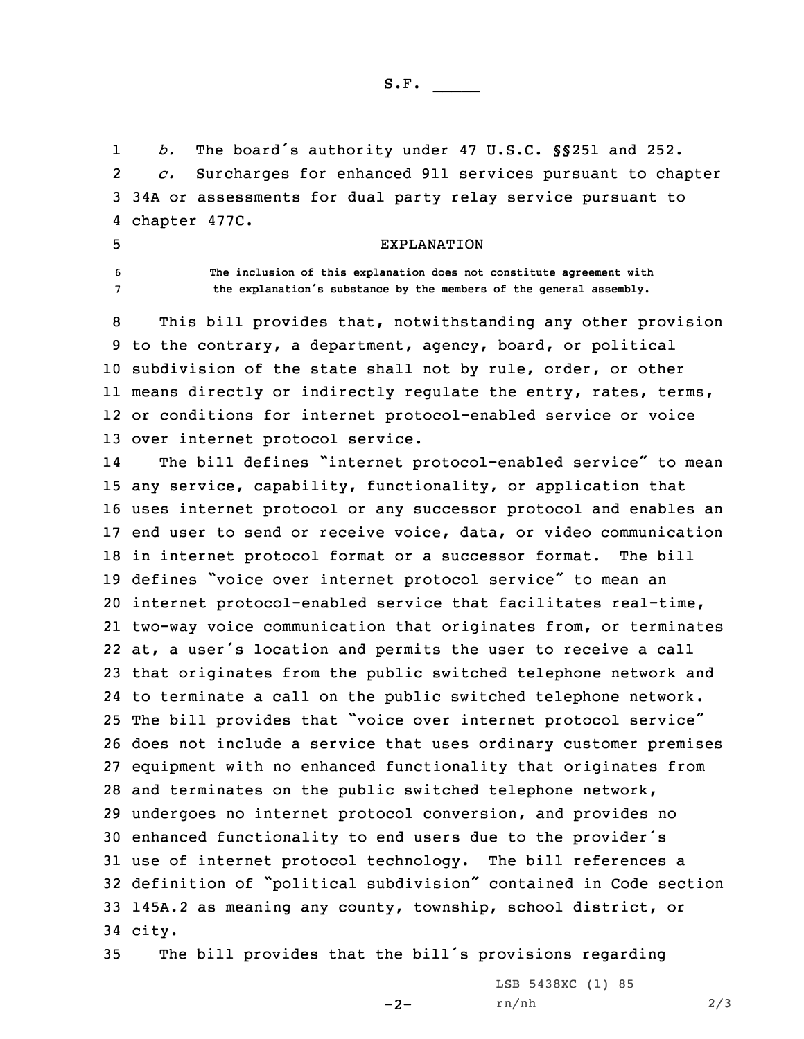*b.* The board's authority under 47 U.S.C. §§251 and 252.

*c.* Surcharges for enhanced 911 services pursuant to chapter 34A or assessments for dual party relay service pursuant to chapter 477C.

EXPLANATION

The inclusion of this explanation does not constitute agreement with the explanation's substance by the members of the general assembly.

This bill provides that, notwithstanding any other provision to the contrary, a department, agency, board, or political subdivision of the state shall not by rule, order, or other means directly or indirectly regulate the entry, rates, terms, or conditions for internet protocol-enabled service or voice over internet protocol service.

The bill defines "internet protocol-enabled service" to mean any service, capability, functionality, or application that uses internet protocol or any successor protocol and enables an end user to send or receive voice, data, or video communication in internet protocol format or a successor format. The bill defines "voice over internet protocol service" to mean an internet protocol-enabled service that facilitates real-time, two-way voice communication that originates from, or terminates at, a user's location and permits the user to receive a call that originates from the public switched telephone network and to terminate a call on the public switched telephone network. The bill provides that "voice over internet protocol service" does not include a service that uses ordinary customer premises equipment with no enhanced functionality that originates from and terminates on the public switched telephone network, undergoes no internet protocol conversion, and provides no enhanced functionality to end users due to the provider's use of internet protocol technology. The bill references a definition of "political subdivision" contained in Code section 145A.2 as meaning any county, township, school district, or city.

The bill provides that the bill's provisions regarding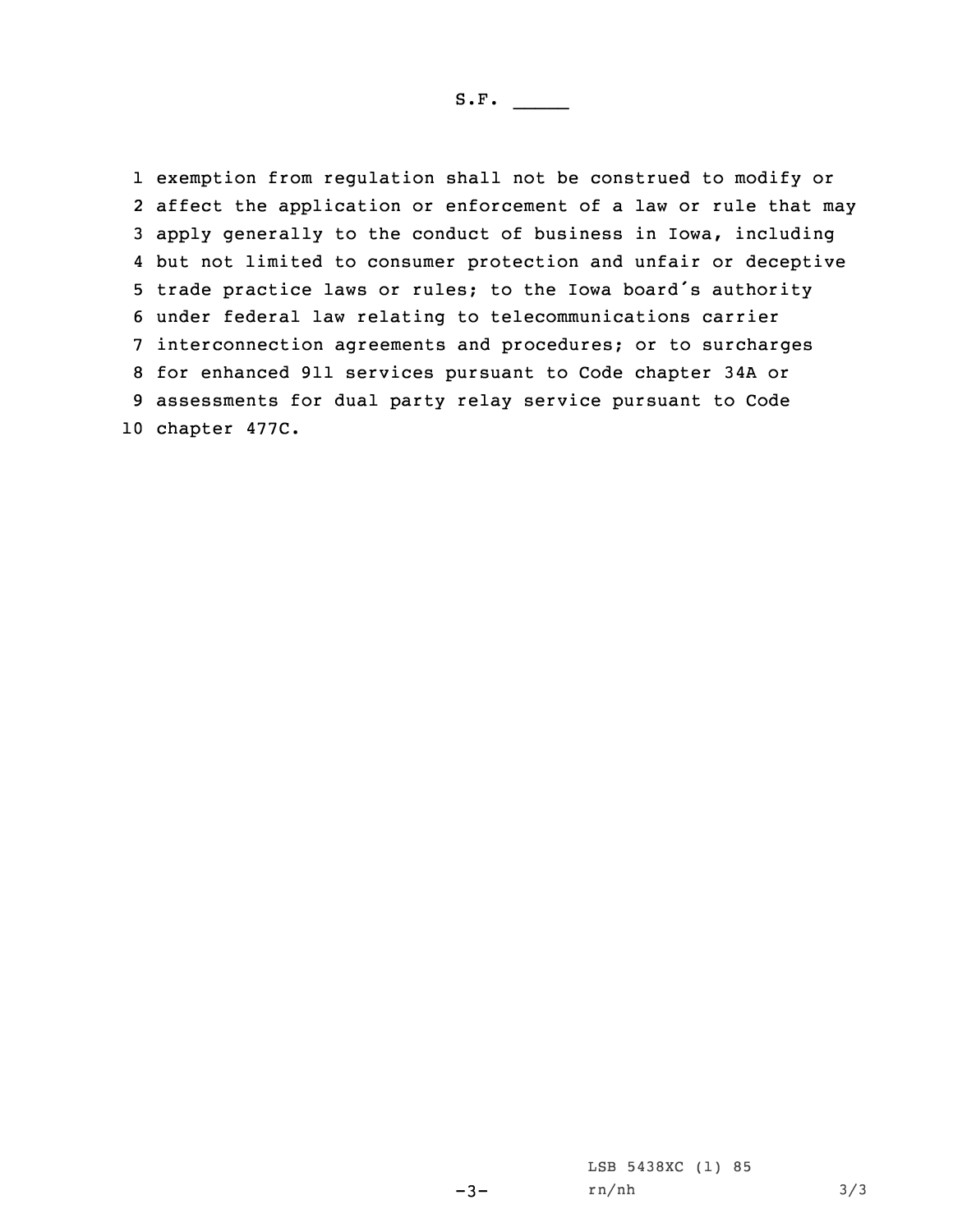exemption from regulation shall not be construed to modify or affect the application or enforcement of a law or rule that may apply generally to the conduct of business in Iowa, including but not limited to consumer protection and unfair or deceptive trade practice laws or rules; to the Iowa board's authority under federal law relating to telecommunications carrier interconnection agreements and procedures; or to surcharges for enhanced 911 services pursuant to Code chapter 34A or assessments for dual party relay service pursuant to Code chapter 477C.